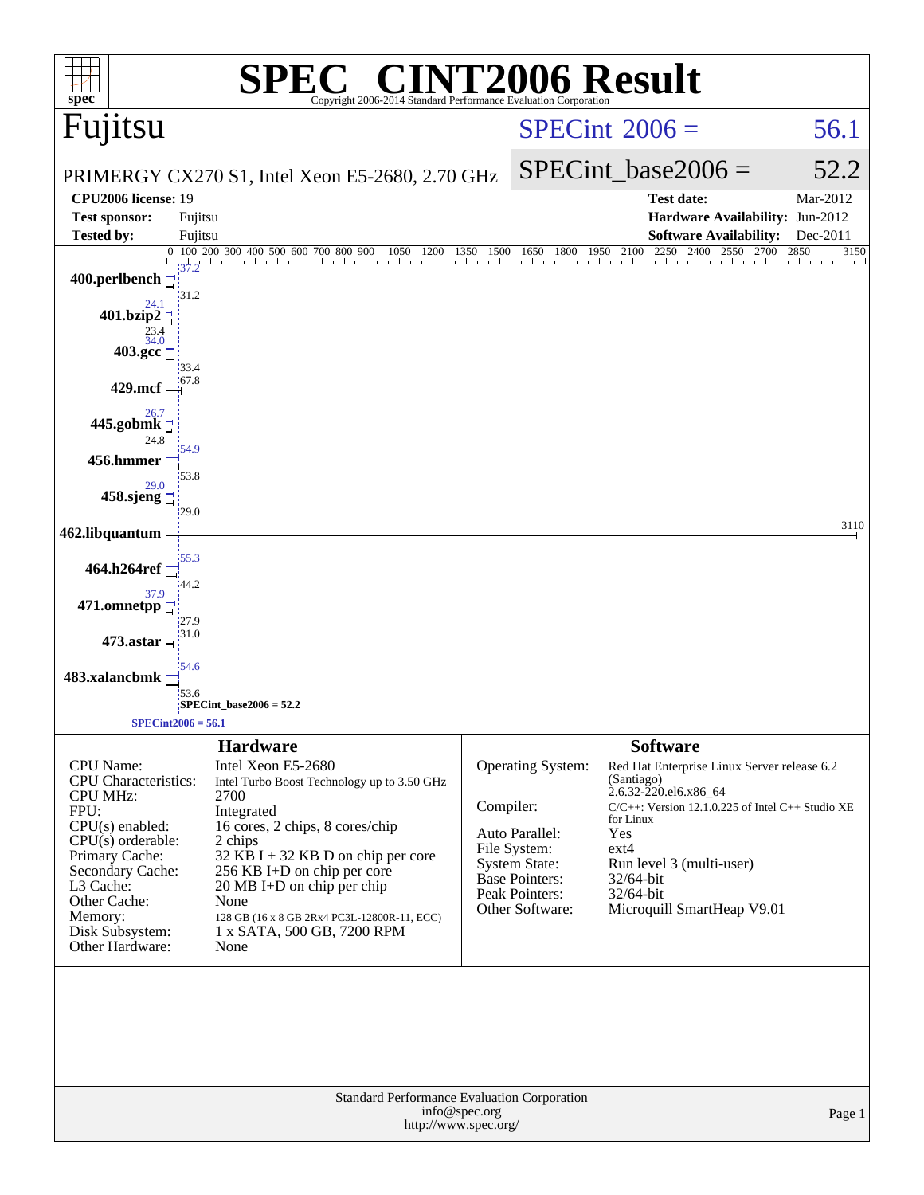# SPEC CINT2006 Result

Copyright 2006-2014 Standard Performance Evaluation Corporation

## Fujitsu

PRIMERGY CX270 S1, Intel Xeon E5-2680, 2.70 GHz

SPECint 2006 = 56.1

SPECint_base2006 = 52.2

| | | | |
|---|---|---|---|
| **CPU2006 license:** | 19 | **Test date:** | Mar-2012 |
| **Test sponsor:** | Fujitsu | **Hardware Availability:** | Jun-2012 |
| **Tested by:** | Fujitsu | **Software Availability:** | Dec-2011 |

| Benchmark | Peak | Base |
|---|---|---|
| 400.perlbench | 37.2 | 31.2 |
| 401.bzip2 | 24.1 | 23.4 |
| 403.gcc | 34.0 | 33.4 |
| 429.mcf | 67.8 | 67.8 |
| 445.gobmk | 26.7 | 24.8 |
| 456.hmmer | 54.9 | 53.8 |
| 458.sjeng | 29.0 | 29.0 |
| 462.libquantum | 3110 | 3110 |
| 464.h264ref | 55.3 | 44.2 |
| 471.omnetpp | 37.9 | 27.9 |
| 473.astar | 31.0 | 31.0 |
| 483.xalancbmk | 54.6 | 53.6 |

SPECint_base2006 = 52.2

SPECint2006 = 56.1

### Hardware

| | |
|---|---|
| CPU Name: | Intel Xeon E5-2680 |
| CPU Characteristics: | Intel Turbo Boost Technology up to 3.50 GHz |
| CPU MHz: | 2700 |
| FPU: | Integrated |
| CPU(s) enabled: | 16 cores, 2 chips, 8 cores/chip |
| CPU(s) orderable: | 2 chips |
| Primary Cache: | 32 KB I + 32 KB D on chip per core |
| Secondary Cache: | 256 KB I+D on chip per core |
| L3 Cache: | 20 MB I+D on chip per chip |
| Other Cache: | None |
| Memory: | 128 GB (16 x 8 GB 2Rx4 PC3L-12800R-11, ECC) |
| Disk Subsystem: | 1 x SATA, 500 GB, 7200 RPM |
| Other Hardware: | None |

### Software

| | |
|---|---|
| Operating System: | Red Hat Enterprise Linux Server release 6.2 (Santiago) 2.6.32-220.el6.x86_64 |
| Compiler: | C/C++: Version 12.1.0.225 of Intel C++ Studio XE for Linux |
| Auto Parallel: | Yes |
| File System: | ext4 |
| System State: | Run level 3 (multi-user) |
| Base Pointers: | 32/64-bit |
| Peak Pointers: | 32/64-bit |
| Other Software: | Microquill SmartHeap V9.01 |

Standard Performance Evaluation Corporation
info@spec.org
http://www.spec.org/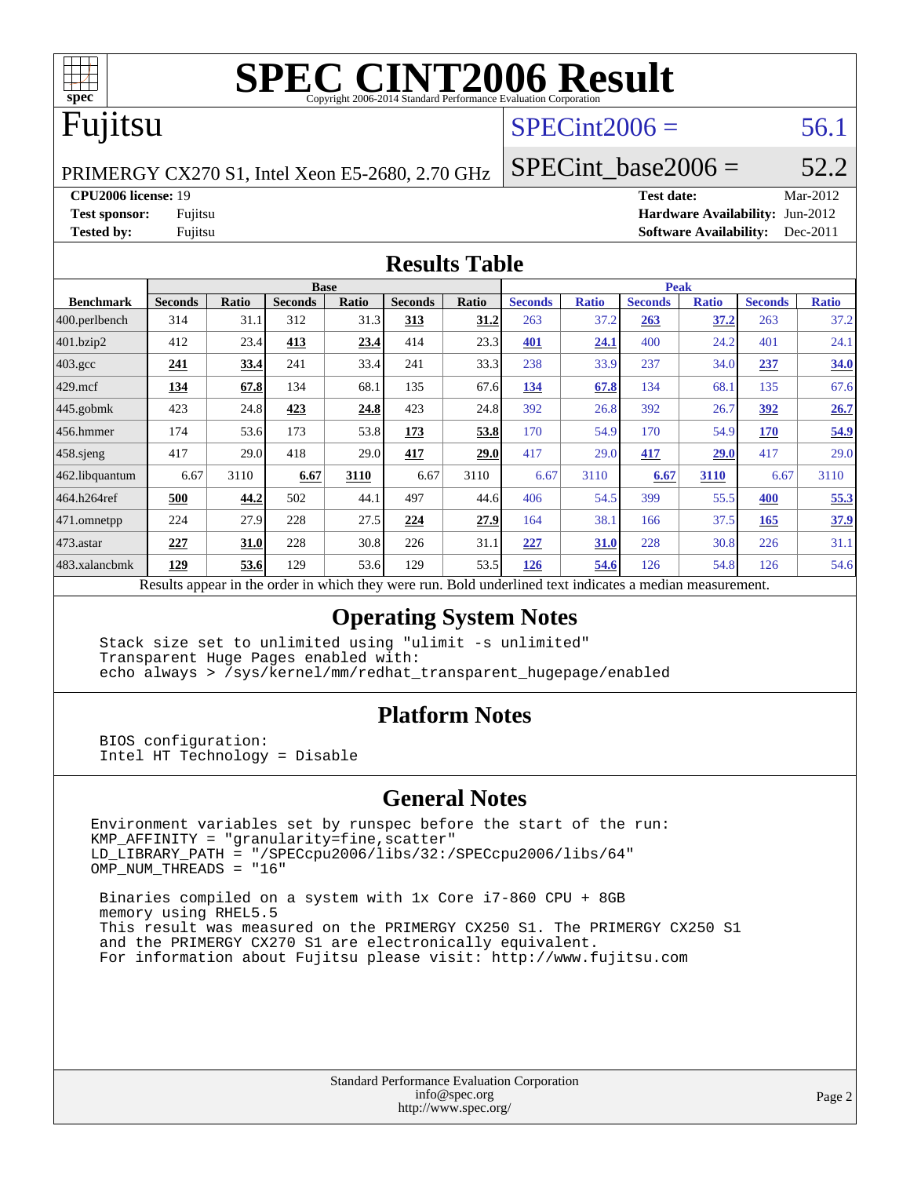# SPEC CINT2006 Result

Copyright 2006-2014 Standard Performance Evaluation Corporation

# Fujitsu

PRIMERGY CX270 S1, Intel Xeon E5-2680, 2.70 GHz

SPECint2006 = 56.1

SPECint_base2006 = 52.2

**CPU2006 license:** 19
**Test sponsor:** Fujitsu
**Tested by:** Fujitsu

**Test date:** Mar-2012
**Hardware Availability:** Jun-2012
**Software Availability:** Dec-2011

## Results Table

| Benchmark | Base | | | | | | Peak | | | | | |
|---|---|---|---|---|---|---|---|---|---|---|---|---|
| | Seconds | Ratio | Seconds | Ratio | Seconds | Ratio | Seconds | Ratio | Seconds | Ratio | Seconds | Ratio |
| 400.perlbench | 314 | 31.1 | 312 | 31.3 | **313** | **31.2** | 263 | 37.2 | **263** | **37.2** | 263 | 37.2 |
| 401.bzip2 | 412 | 23.4 | **413** | **23.4** | 414 | 23.3 | **401** | **24.1** | 400 | 24.2 | 401 | 24.1 |
| 403.gcc | **241** | **33.4** | 241 | 33.4 | 241 | 33.3 | 238 | 33.9 | 237 | 34.0 | **237** | **34.0** |
| 429.mcf | **134** | **67.8** | 134 | 68.1 | 135 | 67.6 | **134** | **67.8** | 134 | 68.1 | 135 | 67.6 |
| 445.gobmk | 423 | 24.8 | **423** | **24.8** | 423 | 24.8 | 392 | 26.8 | 392 | 26.7 | **392** | **26.7** |
| 456.hmmer | 174 | 53.6 | 173 | 53.8 | **173** | **53.8** | 170 | 54.9 | 170 | 54.9 | **170** | **54.9** |
| 458.sjeng | 417 | 29.0 | 418 | 29.0 | **417** | **29.0** | 417 | 29.0 | **417** | **29.0** | 417 | 29.0 |
| 462.libquantum | 6.67 | 3110 | **6.67** | **3110** | 6.67 | 3110 | 6.67 | 3110 | **6.67** | **3110** | 6.67 | 3110 |
| 464.h264ref | **500** | **44.2** | 502 | 44.1 | 497 | 44.6 | 406 | 54.5 | 399 | 55.5 | **400** | **55.3** |
| 471.omnetpp | 224 | 27.9 | 228 | 27.5 | **224** | **27.9** | 164 | 38.1 | 166 | 37.5 | **165** | **37.9** |
| 473.astar | **227** | **31.0** | 228 | 30.8 | 226 | 31.1 | **227** | **31.0** | 228 | 30.8 | 226 | 31.1 |
| 483.xalancbmk | **129** | **53.6** | 129 | 53.6 | 129 | 53.5 | **126** | **54.6** | 126 | 54.8 | 126 | 54.6 |

Results appear in the order in which they were run. Bold underlined text indicates a median measurement.

## Operating System Notes

```
Stack size set to unlimited using "ulimit -s unlimited"
Transparent Huge Pages enabled with:
echo always > /sys/kernel/mm/redhat_transparent_hugepage/enabled
```

## Platform Notes

```
BIOS configuration:
Intel HT Technology = Disable
```

## General Notes

```
Environment variables set by runspec before the start of the run:
KMP_AFFINITY = "granularity=fine,scatter"
LD_LIBRARY_PATH = "/SPECcpu2006/libs/32:/SPECcpu2006/libs/64"
OMP_NUM_THREADS = "16"

Binaries compiled on a system with 1x Core i7-860 CPU + 8GB
memory using RHEL5.5
This result was measured on the PRIMERGY CX250 S1. The PRIMERGY CX250 S1
and the PRIMERGY CX270 S1 are electronically equivalent.
For information about Fujitsu please visit: http://www.fujitsu.com
```

Standard Performance Evaluation Corporation
info@spec.org
http://www.spec.org/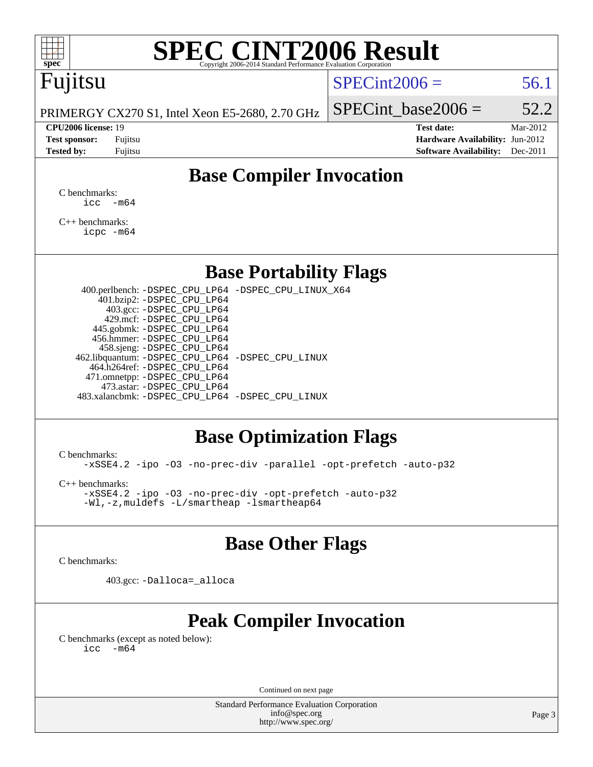# SPEC CINT2006 Result

Fujitsu

PRIMERGY CX270 S1, Intel Xeon E5-2680, 2.70 GHz

SPECint2006 = 56.1

SPECint_base2006 = 52.2

**CPU2006 license:** 19
**Test sponsor:** Fujitsu
**Tested by:** Fujitsu

**Test date:** Mar-2012
**Hardware Availability:** Jun-2012
**Software Availability:** Dec-2011

## Base Compiler Invocation

C benchmarks:
```
icc -m64
```

C++ benchmarks:
```
icpc -m64
```

## Base Portability Flags

```
400.perlbench: -DSPEC_CPU_LP64 -DSPEC_CPU_LINUX_X64
401.bzip2: -DSPEC_CPU_LP64
403.gcc: -DSPEC_CPU_LP64
429.mcf: -DSPEC_CPU_LP64
445.gobmk: -DSPEC_CPU_LP64
456.hmmer: -DSPEC_CPU_LP64
458.sjeng: -DSPEC_CPU_LP64
462.libquantum: -DSPEC_CPU_LP64 -DSPEC_CPU_LINUX
464.h264ref: -DSPEC_CPU_LP64
471.omnetpp: -DSPEC_CPU_LP64
473.astar: -DSPEC_CPU_LP64
483.xalancbmk: -DSPEC_CPU_LP64 -DSPEC_CPU_LINUX
```

## Base Optimization Flags

C benchmarks:
```
-xSSE4.2 -ipo -O3 -no-prec-div -parallel -opt-prefetch -auto-p32
```

C++ benchmarks:
```
-xSSE4.2 -ipo -O3 -no-prec-div -opt-prefetch -auto-p32
-Wl,-z,muldefs -L/smartheap -lsmartheap64
```

## Base Other Flags

C benchmarks:

```
403.gcc: -Dalloca=_alloca
```

## Peak Compiler Invocation

C benchmarks (except as noted below):
```
icc -m64
```

Continued on next page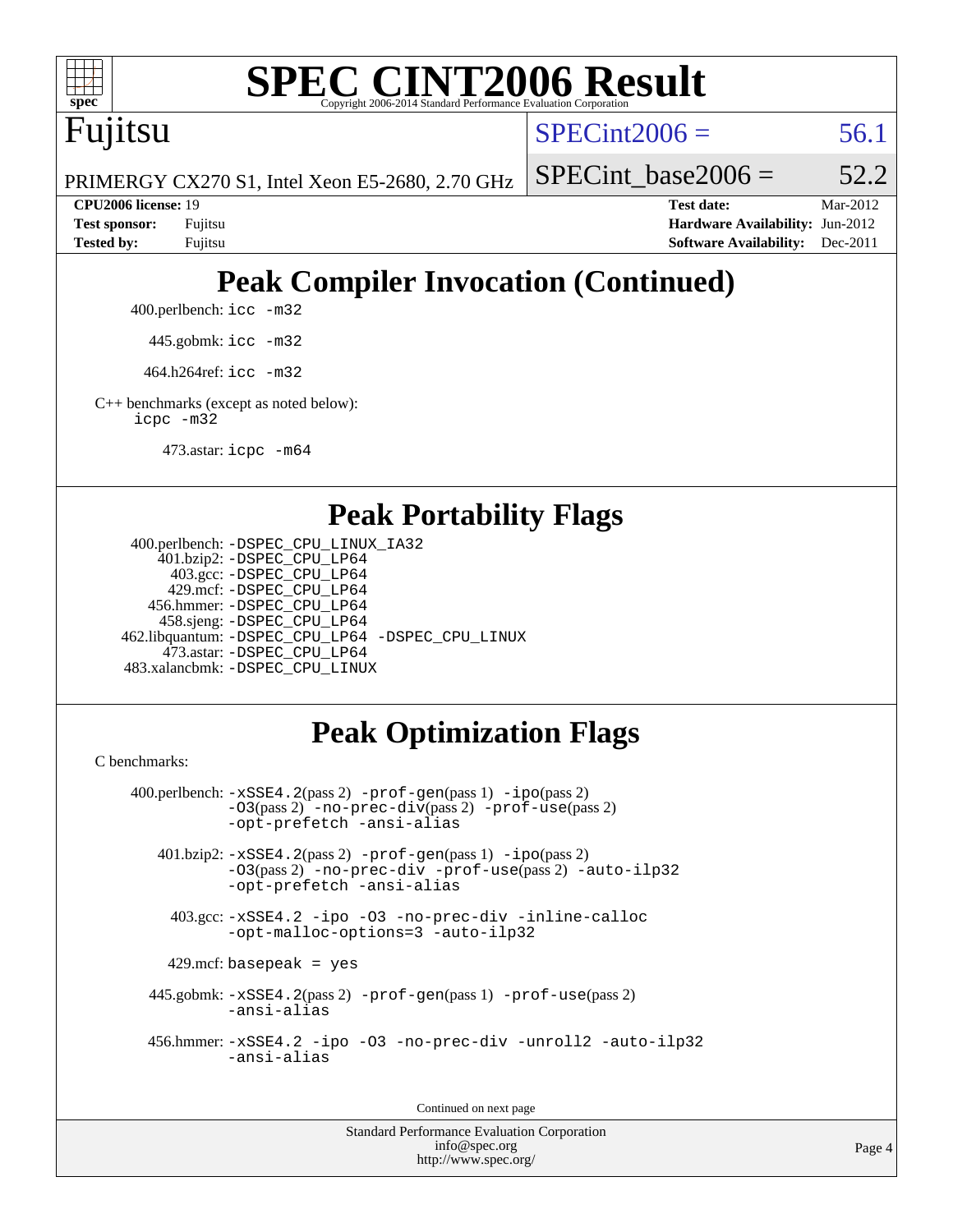# SPEC CINT2006 Result

Copyright 2006-2014 Standard Performance Evaluation Corporation

## Fujitsu

PRIMERGY CX270 S1, Intel Xeon E5-2680, 2.70 GHz

SPECint2006 = 56.1

SPECint_base2006 = 52.2

| | | | |
|---|---|---|---|
| **CPU2006 license:** 19 | | **Test date:** | Mar-2012 |
| **Test sponsor:** | Fujitsu | **Hardware Availability:** | Jun-2012 |
| **Tested by:** | Fujitsu | **Software Availability:** | Dec-2011 |

## Peak Compiler Invocation (Continued)

400.perlbench: `icc -m32`

445.gobmk: `icc -m32`

464.h264ref: `icc -m32`

C++ benchmarks (except as noted below):
`icpc -m32`

473.astar: `icpc -m64`

## Peak Portability Flags

400.perlbench: `-DSPEC_CPU_LINUX_IA32`
401.bzip2: `-DSPEC_CPU_LP64`
403.gcc: `-DSPEC_CPU_LP64`
429.mcf: `-DSPEC_CPU_LP64`
456.hmmer: `-DSPEC_CPU_LP64`
458.sjeng: `-DSPEC_CPU_LP64`
462.libquantum: `-DSPEC_CPU_LP64 -DSPEC_CPU_LINUX`
473.astar: `-DSPEC_CPU_LP64`
483.xalancbmk: `-DSPEC_CPU_LINUX`

## Peak Optimization Flags

C benchmarks:

400.perlbench: `-xSSE4.2`(pass 2) `-prof-gen`(pass 1) `-ipo`(pass 2) `-O3`(pass 2) `-no-prec-div`(pass 2) `-prof-use`(pass 2) `-opt-prefetch -ansi-alias`

401.bzip2: `-xSSE4.2`(pass 2) `-prof-gen`(pass 1) `-ipo`(pass 2) `-O3`(pass 2) `-no-prec-div -prof-use`(pass 2) `-auto-ilp32 -opt-prefetch -ansi-alias`

403.gcc: `-xSSE4.2 -ipo -O3 -no-prec-div -inline-calloc -opt-malloc-options=3 -auto-ilp32`

429.mcf: `basepeak = yes`

445.gobmk: `-xSSE4.2`(pass 2) `-prof-gen`(pass 1) `-prof-use`(pass 2) `-ansi-alias`

456.hmmer: `-xSSE4.2 -ipo -O3 -no-prec-div -unroll2 -auto-ilp32 -ansi-alias`

Continued on next page

Standard Performance Evaluation Corporation
info@spec.org
http://www.spec.org/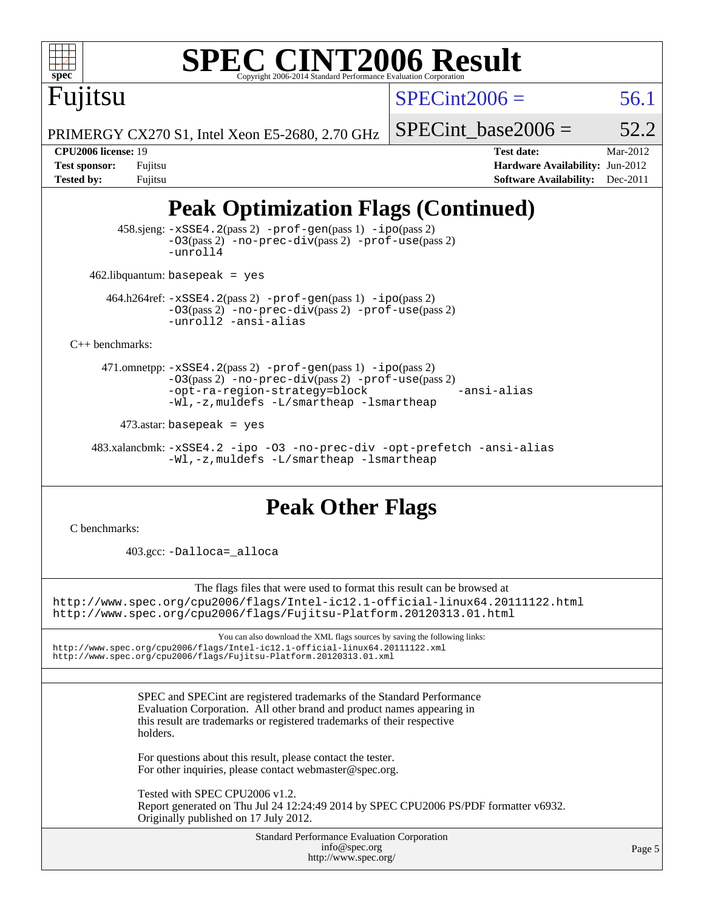# Peak Optimization Flags (Continued)

458.sjeng: -xSSE4.2(pass 2) -prof-gen(pass 1) -ipo(pass 2) -O3(pass 2) -no-prec-div(pass 2) -prof-use(pass 2) -unroll4

462.libquantum: basepeak = yes

464.h264ref: -xSSE4.2(pass 2) -prof-gen(pass 1) -ipo(pass 2) -O3(pass 2) -no-prec-div(pass 2) -prof-use(pass 2) -unroll2 -ansi-alias

C++ benchmarks:

471.omnetpp: -xSSE4.2(pass 2) -prof-gen(pass 1) -ipo(pass 2) -O3(pass 2) -no-prec-div(pass 2) -prof-use(pass 2) -opt-ra-region-strategy=block -ansi-alias -Wl,-z,muldefs -L/smartheap -lsmartheap

473.astar: basepeak = yes

483.xalancbmk: -xSSE4.2 -ipo -O3 -no-prec-div -opt-prefetch -ansi-alias -Wl,-z,muldefs -L/smartheap -lsmartheap

# Peak Other Flags

C benchmarks:

403.gcc: -Dalloca=_alloca

The flags files that were used to format this result can be browsed at
http://www.spec.org/cpu2006/flags/Intel-ic12.1-official-linux64.20111122.html
http://www.spec.org/cpu2006/flags/Fujitsu-Platform.20120313.01.html

You can also download the XML flags sources by saving the following links:
http://www.spec.org/cpu2006/flags/Intel-ic12.1-official-linux64.20111122.xml
http://www.spec.org/cpu2006/flags/Fujitsu-Platform.20120313.01.xml

SPEC and SPECint are registered trademarks of the Standard Performance Evaluation Corporation. All other brand and product names appearing in this result are trademarks or registered trademarks of their respective holders.

For questions about this result, please contact the tester.
For other inquiries, please contact webmaster@spec.org.

Tested with SPEC CPU2006 v1.2.
Report generated on Thu Jul 24 12:24:49 2014 by SPEC CPU2006 PS/PDF formatter v6932.
Originally published on 17 July 2012.